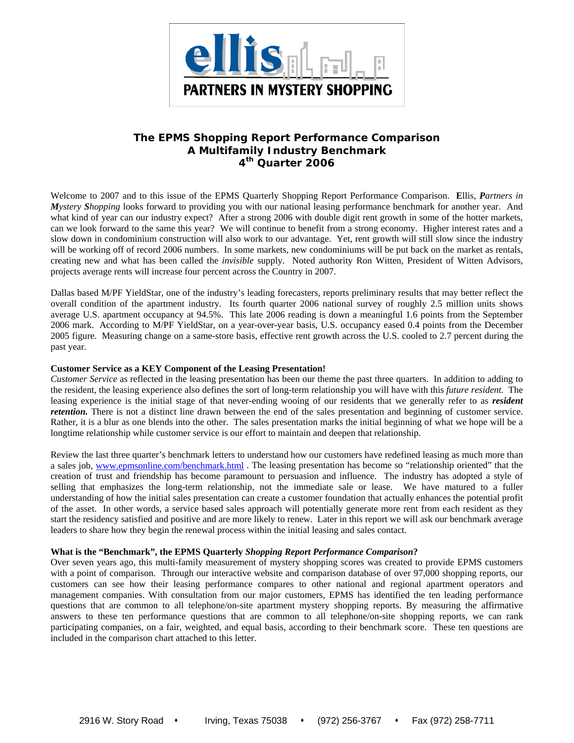ellis

PARTNERS IN MYSTERY SHOPPING

# The EPMS Shopping Report Performance Comparison
## A Multifamily Industry Benchmark
## 4th Quarter 2006

Welcome to 2007 and to this issue of the EPMS Quarterly Shopping Report Performance Comparison. **E**llis, ***P**artners in **M**ystery **S**hopping* looks forward to providing you with our national leasing performance benchmark for another year. And what kind of year can our industry expect? After a strong 2006 with double digit rent growth in some of the hotter markets, can we look forward to the same this year? We will continue to benefit from a strong economy. Higher interest rates and a slow down in condominium construction will also work to our advantage. Yet, rent growth will still slow since the industry will be working off of record 2006 numbers. In some markets, new condominiums will be put back on the market as rentals, creating new and what has been called the *invisible* supply. Noted authority Ron Witten, President of Witten Advisors, projects average rents will increase four percent across the Country in 2007.

Dallas based M/PF YieldStar, one of the industry's leading forecasters, reports preliminary results that may better reflect the overall condition of the apartment industry. Its fourth quarter 2006 national survey of roughly 2.5 million units shows average U.S. apartment occupancy at 94.5%. This late 2006 reading is down a meaningful 1.6 points from the September 2006 mark. According to M/PF YieldStar, on a year-over-year basis, U.S. occupancy eased 0.4 points from the December 2005 figure. Measuring change on a same-store basis, effective rent growth across the U.S. cooled to 2.7 percent during the past year.

**Customer Service as a KEY Component of the Leasing Presentation!**
*Customer Service* as reflected in the leasing presentation has been our theme the past three quarters. In addition to adding to the resident, the leasing experience also defines the sort of long-term relationship you will have with this *future resident.* The leasing experience is the initial stage of that never-ending wooing of our residents that we generally refer to as ***resident retention.*** There is not a distinct line drawn between the end of the sales presentation and beginning of customer service. Rather, it is a blur as one blends into the other. The sales presentation marks the initial beginning of what we hope will be a longtime relationship while customer service is our effort to maintain and deepen that relationship.

Review the last three quarter's benchmark letters to understand how our customers have redefined leasing as much more than a sales job, www.epmsonline.com/benchmark.html . The leasing presentation has become so "relationship oriented" that the creation of trust and friendship has become paramount to persuasion and influence. The industry has adopted a style of selling that emphasizes the long-term relationship, not the immediate sale or lease. We have matured to a fuller understanding of how the initial sales presentation can create a customer foundation that actually enhances the potential profit of the asset. In other words, a service based sales approach will potentially generate more rent from each resident as they start the residency satisfied and positive and are more likely to renew. Later in this report we will ask our benchmark average leaders to share how they begin the renewal process within the initial leasing and sales contact.

**What is the "Benchmark", the EPMS Quarterly *Shopping Report Performance Comparison*?**
Over seven years ago, this multi-family measurement of mystery shopping scores was created to provide EPMS customers with a point of comparison. Through our interactive website and comparison database of over 97,000 shopping reports, our customers can see how their leasing performance compares to other national and regional apartment operators and management companies. With consultation from our major customers, EPMS has identified the ten leading performance questions that are common to all telephone/on-site apartment mystery shopping reports. By measuring the affirmative answers to these ten performance questions that are common to all telephone/on-site shopping reports, we can rank participating companies, on a fair, weighted, and equal basis, according to their benchmark score. These ten questions are included in the comparison chart attached to this letter.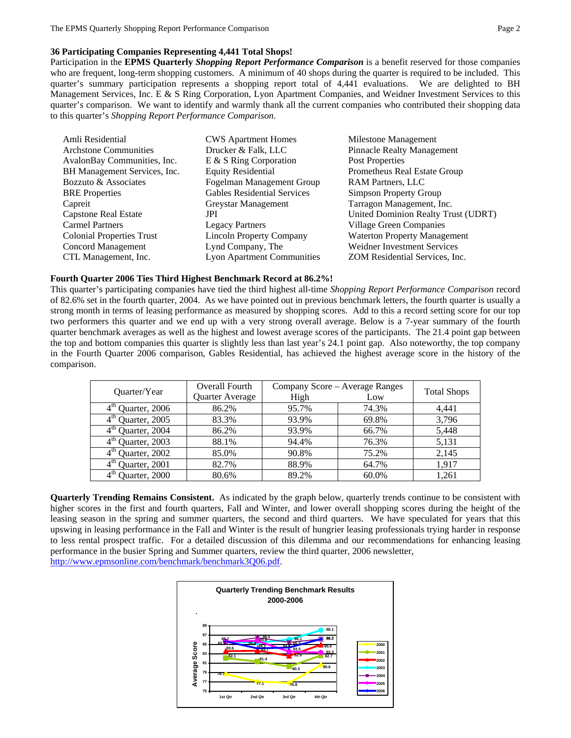### 36 Participating Companies Representing 4,441 Total Shops!

Participation in the **EPMS Quarterly** ***Shopping Report Performance Comparison*** is a benefit reserved for those companies who are frequent, long-term shopping customers. A minimum of 40 shops during the quarter is required to be included. This quarter's summary participation represents a shopping report total of 4,441 evaluations. We are delighted to BH Management Services, Inc. E & S Ring Corporation, Lyon Apartment Companies, and Weidner Investment Services to this quarter's comparison. We want to identify and warmly thank all the current companies who contributed their shopping data to this quarter's *Shopping Report Performance Comparison*.

| | | |
|---|---|---|
| Amli Residential | CWS Apartment Homes | Milestone Management |
| Archstone Communities | Drucker & Falk, LLC | Pinnacle Realty Management |
| AvalonBay Communities, Inc. | E & S Ring Corporation | Post Properties |
| BH Management Services, Inc. | Equity Residential | Prometheus Real Estate Group |
| Bozzuto & Associates | Fogelman Management Group | RAM Partners, LLC |
| BRE Properties | Gables Residential Services | Simpson Property Group |
| Capreit | Greystar Management | Tarragon Management, Inc. |
| Capstone Real Estate | JPI | United Dominion Realty Trust (UDRT) |
| Carmel Partners | Legacy Partners | Village Green Companies |
| Colonial Properties Trust | Lincoln Property Company | Waterton Property Management |
| Concord Management | Lynd Company, The | Weidner Investment Services |
| CTL Management, Inc. | Lyon Apartment Communities | ZOM Residential Services, Inc. |

### Fourth Quarter 2006 Ties Third Highest Benchmark Record at 86.2%!

This quarter's participating companies have tied the third highest all-time *Shopping Report Performance Comparison* record of 82.6% set in the fourth quarter, 2004. As we have pointed out in previous benchmark letters, the fourth quarter is usually a strong month in terms of leasing performance as measured by shopping scores. Add to this a record setting score for our top two performers this quarter and we end up with a very strong overall average. Below is a 7-year summary of the fourth quarter benchmark averages as well as the highest and lowest average scores of the participants. The 21.4 point gap between the top and bottom companies this quarter is slightly less than last year's 24.1 point gap. Also noteworthy, the top company in the Fourth Quarter 2006 comparison, Gables Residential, has achieved the highest average score in the history of the comparison.

| Quarter/Year | Overall Fourth Quarter Average | Company Score – Average Ranges | | Total Shops |
|---|---|---|---|---|
| | | High | Low | |
| 4th Quarter, 2006 | 86.2% | 95.7% | 74.3% | 4,441 |
| 4th Quarter, 2005 | 83.3% | 93.9% | 69.8% | 3,796 |
| 4th Quarter, 2004 | 86.2% | 93.9% | 66.7% | 5,448 |
| 4th Quarter, 2003 | 88.1% | 94.4% | 76.3% | 5,131 |
| 4th Quarter, 2002 | 85.0% | 90.8% | 75.2% | 2,145 |
| 4th Quarter, 2001 | 82.7% | 88.9% | 64.7% | 1,917 |
| 4th Quarter, 2000 | 80.6% | 89.2% | 60.0% | 1,261 |

**Quarterly Trending Remains Consistent.** As indicated by the graph below, quarterly trends continue to be consistent with higher scores in the first and fourth quarters, Fall and Winter, and lower overall shopping scores during the height of the leasing season in the spring and summer quarters, the second and third quarters. We have speculated for years that this upswing in leasing performance in the Fall and Winter is the result of hungrier leasing professionals trying harder in response to less rental prospect traffic. For a detailed discussion of this dilemma and our recommendations for enhancing leasing performance in the busier Spring and Summer quarters, review the third quarter, 2006 newsletter, http://www.epmsonline.com/benchmark/benchmark3Q06.pdf.

**Quarterly Trending Benchmark Results 2000-2006**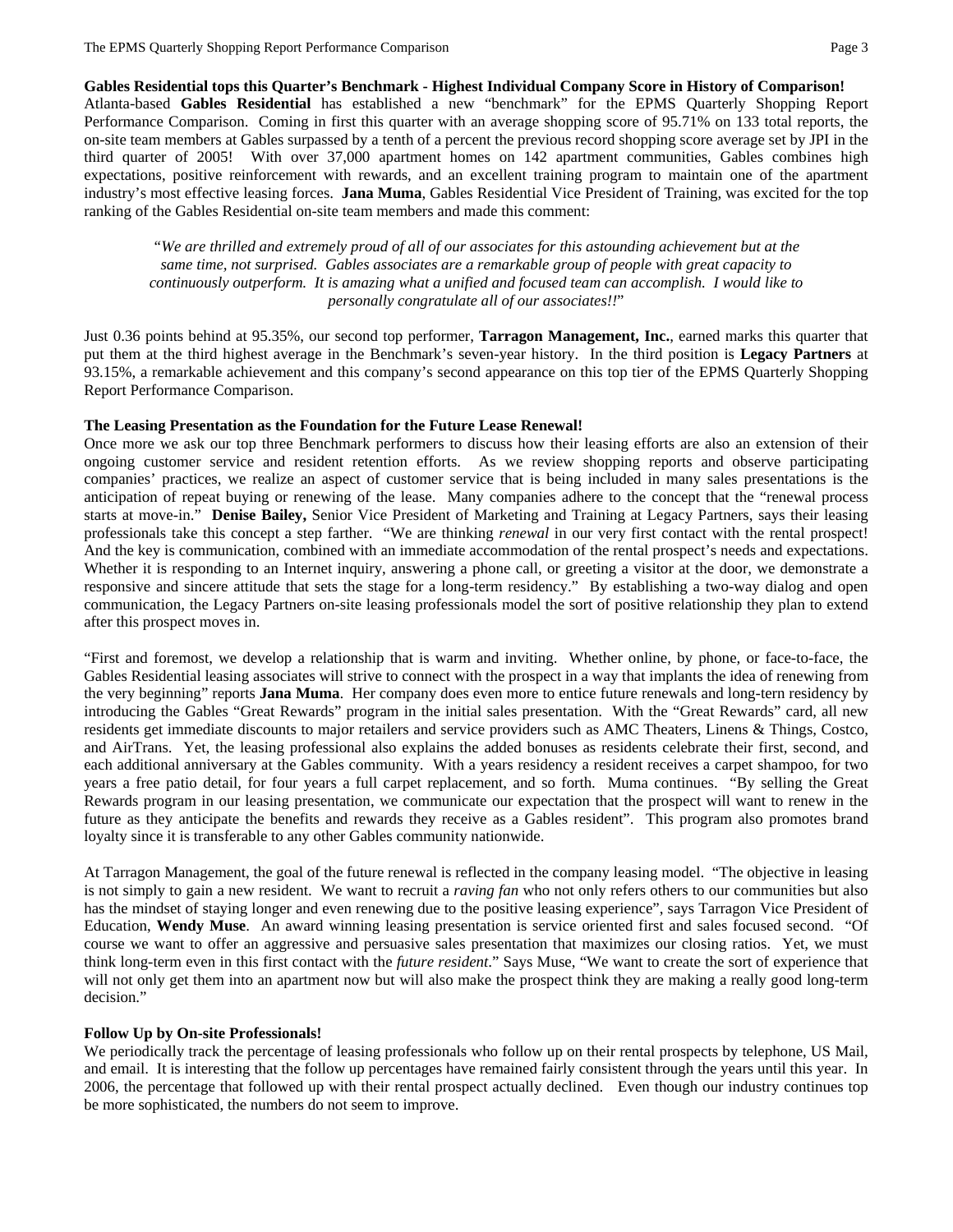**Gables Residential tops this Quarter's Benchmark - Highest Individual Company Score in History of Comparison!**

Atlanta-based **Gables Residential** has established a new "benchmark" for the EPMS Quarterly Shopping Report Performance Comparison. Coming in first this quarter with an average shopping score of 95.71% on 133 total reports, the on-site team members at Gables surpassed by a tenth of a percent the previous record shopping score average set by JPI in the third quarter of 2005! With over 37,000 apartment homes on 142 apartment communities, Gables combines high expectations, positive reinforcement with rewards, and an excellent training program to maintain one of the apartment industry's most effective leasing forces. **Jana Muma**, Gables Residential Vice President of Training, was excited for the top ranking of the Gables Residential on-site team members and made this comment:

> "*We are thrilled and extremely proud of all of our associates for this astounding achievement but at the same time, not surprised. Gables associates are a remarkable group of people with great capacity to continuously outperform. It is amazing what a unified and focused team can accomplish. I would like to personally congratulate all of our associates!!*"

Just 0.36 points behind at 95.35%, our second top performer, **Tarragon Management, Inc.**, earned marks this quarter that put them at the third highest average in the Benchmark's seven-year history. In the third position is **Legacy Partners** at 93.15%, a remarkable achievement and this company's second appearance on this top tier of the EPMS Quarterly Shopping Report Performance Comparison.

**The Leasing Presentation as the Foundation for the Future Lease Renewal!**

Once more we ask our top three Benchmark performers to discuss how their leasing efforts are also an extension of their ongoing customer service and resident retention efforts. As we review shopping reports and observe participating companies' practices, we realize an aspect of customer service that is being included in many sales presentations is the anticipation of repeat buying or renewing of the lease. Many companies adhere to the concept that the "renewal process starts at move-in." **Denise Bailey,** Senior Vice President of Marketing and Training at Legacy Partners, says their leasing professionals take this concept a step farther. "We are thinking *renewal* in our very first contact with the rental prospect! And the key is communication, combined with an immediate accommodation of the rental prospect's needs and expectations. Whether it is responding to an Internet inquiry, answering a phone call, or greeting a visitor at the door, we demonstrate a responsive and sincere attitude that sets the stage for a long-term residency." By establishing a two-way dialog and open communication, the Legacy Partners on-site leasing professionals model the sort of positive relationship they plan to extend after this prospect moves in.

"First and foremost, we develop a relationship that is warm and inviting. Whether online, by phone, or face-to-face, the Gables Residential leasing associates will strive to connect with the prospect in a way that implants the idea of renewing from the very beginning" reports **Jana Muma**. Her company does even more to entice future renewals and long-tern residency by introducing the Gables "Great Rewards" program in the initial sales presentation. With the "Great Rewards" card, all new residents get immediate discounts to major retailers and service providers such as AMC Theaters, Linens & Things, Costco, and AirTrans. Yet, the leasing professional also explains the added bonuses as residents celebrate their first, second, and each additional anniversary at the Gables community. With a years residency a resident receives a carpet shampoo, for two years a free patio detail, for four years a full carpet replacement, and so forth. Muma continues. "By selling the Great Rewards program in our leasing presentation, we communicate our expectation that the prospect will want to renew in the future as they anticipate the benefits and rewards they receive as a Gables resident". This program also promotes brand loyalty since it is transferable to any other Gables community nationwide.

At Tarragon Management, the goal of the future renewal is reflected in the company leasing model. "The objective in leasing is not simply to gain a new resident. We want to recruit a *raving fan* who not only refers others to our communities but also has the mindset of staying longer and even renewing due to the positive leasing experience", says Tarragon Vice President of Education, **Wendy Muse**. An award winning leasing presentation is service oriented first and sales focused second. "Of course we want to offer an aggressive and persuasive sales presentation that maximizes our closing ratios. Yet, we must think long-term even in this first contact with the *future resident*." Says Muse, "We want to create the sort of experience that will not only get them into an apartment now but will also make the prospect think they are making a really good long-term decision."

**Follow Up by On-site Professionals!**

We periodically track the percentage of leasing professionals who follow up on their rental prospects by telephone, US Mail, and email. It is interesting that the follow up percentages have remained fairly consistent through the years until this year. In 2006, the percentage that followed up with their rental prospect actually declined. Even though our industry continues top be more sophisticated, the numbers do not seem to improve.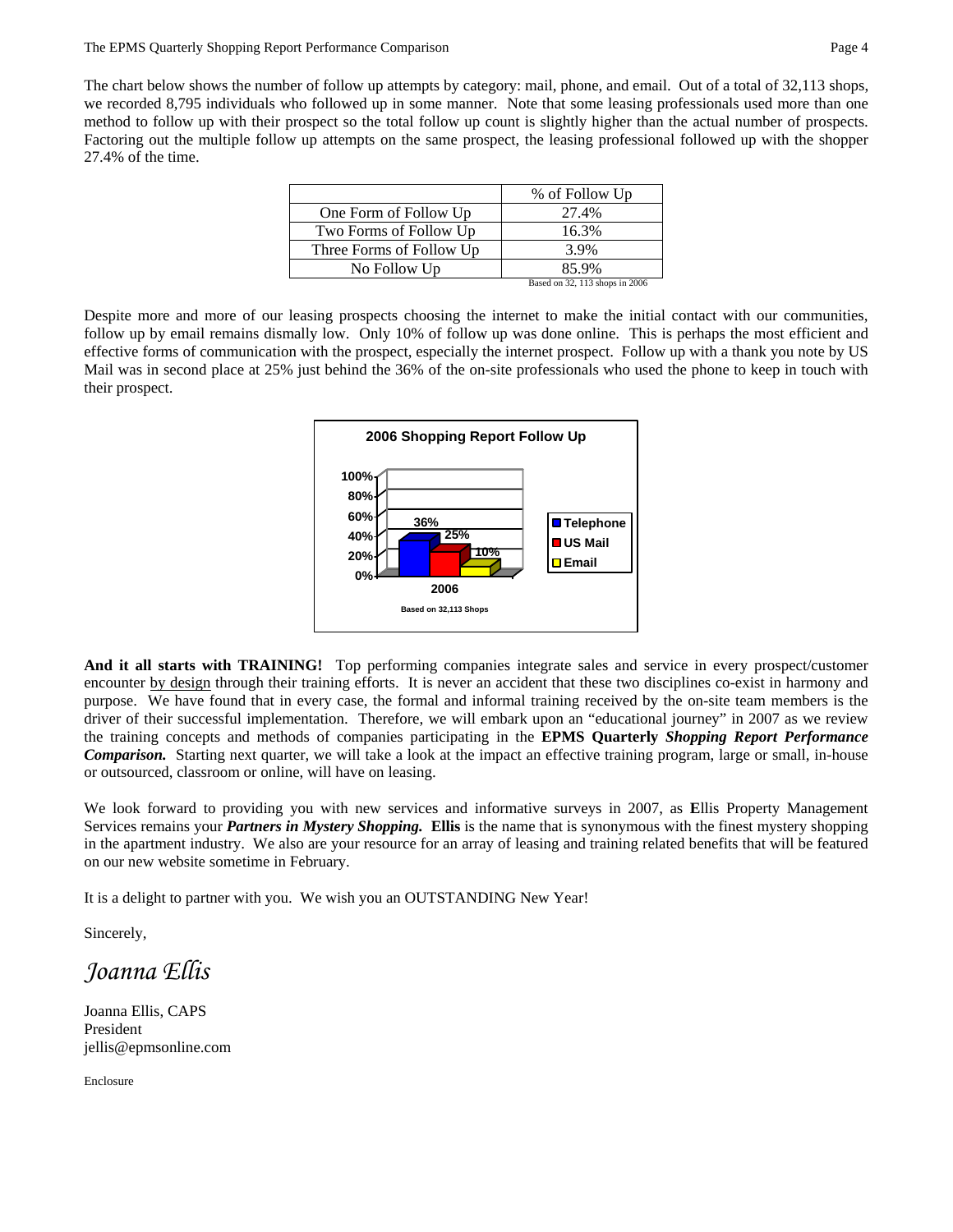The chart below shows the number of follow up attempts by category: mail, phone, and email. Out of a total of 32,113 shops, we recorded 8,795 individuals who followed up in some manner. Note that some leasing professionals used more than one method to follow up with their prospect so the total follow up count is slightly higher than the actual number of prospects. Factoring out the multiple follow up attempts on the same prospect, the leasing professional followed up with the shopper 27.4% of the time.

| | % of Follow Up |
|---|---|
| One Form of Follow Up | 27.4% |
| Two Forms of Follow Up | 16.3% |
| Three Forms of Follow Up | 3.9% |
| No Follow Up | 85.9% |

Based on 32, 113 shops in 2006

Despite more and more of our leasing prospects choosing the internet to make the initial contact with our communities, follow up by email remains dismally low. Only 10% of follow up was done online. This is perhaps the most efficient and effective forms of communication with the prospect, especially the internet prospect. Follow up with a thank you note by US Mail was in second place at 25% just behind the 36% of the on-site professionals who used the phone to keep in touch with their prospect.

**2006 Shopping Report Follow Up**

| | Telephone | US Mail | Email |
|---|---|---|---|
| 2006 | 36% | 25% | 10% |

Based on 32,113 Shops

**And it all starts with TRAINING!** Top performing companies integrate sales and service in every prospect/customer encounter by design through their training efforts. It is never an accident that these two disciplines co-exist in harmony and purpose. We have found that in every case, the formal and informal training received by the on-site team members is the driver of their successful implementation. Therefore, we will embark upon an "educational journey" in 2007 as we review the training concepts and methods of companies participating in the **EPMS Quarterly** ***Shopping Report Performance Comparison.*** Starting next quarter, we will take a look at the impact an effective training program, large or small, in-house or outsourced, classroom or online, will have on leasing.

We look forward to providing you with new services and informative surveys in 2007, as **E**llis Property Management Services remains your ***Partners in Mystery Shopping.*** **Ellis** is the name that is synonymous with the finest mystery shopping in the apartment industry. We also are your resource for an array of leasing and training related benefits that will be featured on our new website sometime in February.

It is a delight to partner with you. We wish you an OUTSTANDING New Year!

Sincerely,

*Joanna Ellis*

Joanna Ellis, CAPS
President
jellis@epmsonline.com

Enclosure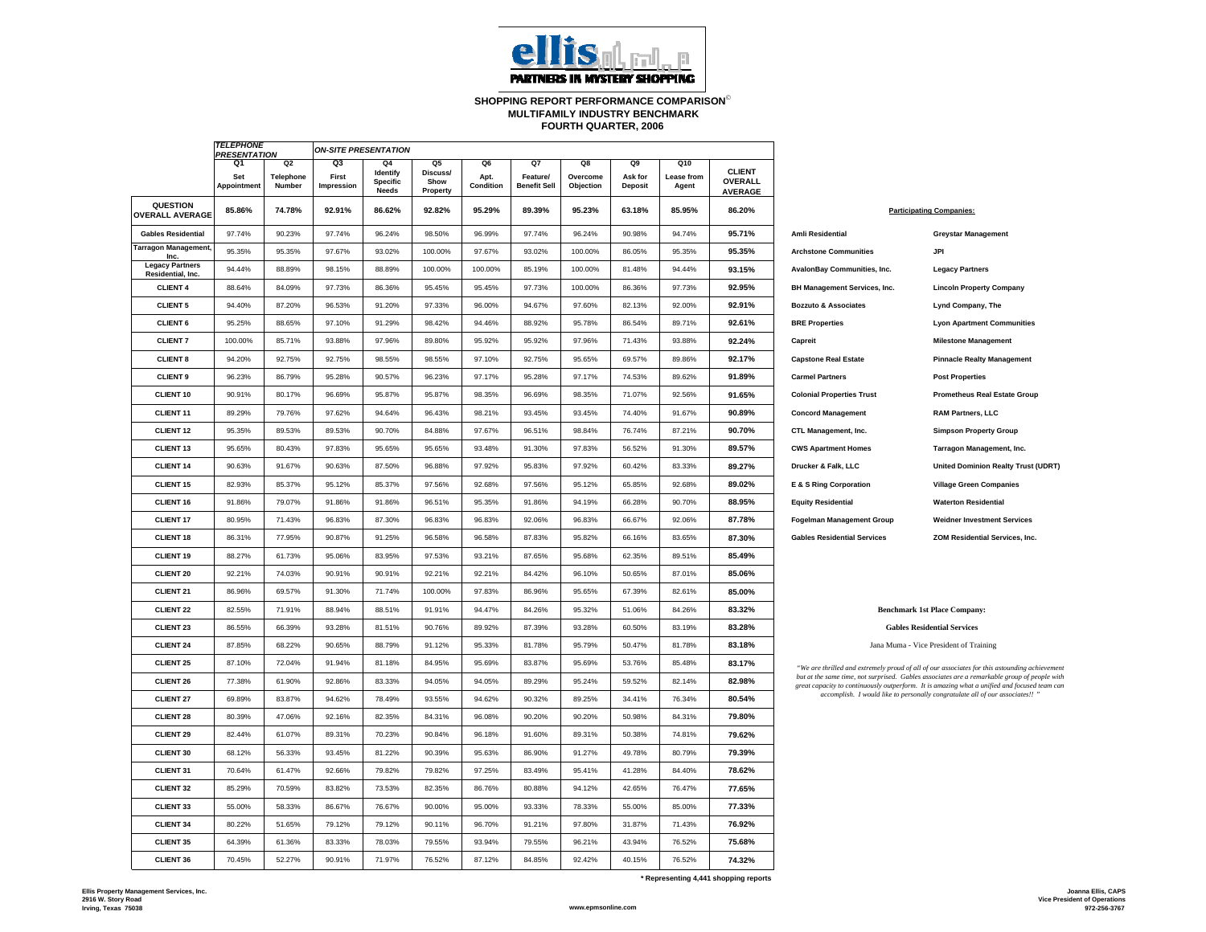ellis PARTNERS IN MYSTERY SHOPPING

**SHOPPING REPORT PERFORMANCE COMPARISON©**
**MULTIFAMILY INDUSTRY BENCHMARK**
**FOURTH QUARTER, 2006**

| | TELEPHONE PRESENTATION | | ON-SITE PRESENTATION | | | | | | | | |
|---|---|---|---|---|---|---|---|---|---|---|---|
| | Q1 Set Appointment | Q2 Telephone Number | Q3 First Impression | Q4 Identify Specific Needs | Q5 Discuss/ Show Property | Q6 Apt. Condition | Q7 Feature/ Benefit Sell | Q8 Overcome Objection | Q9 Ask for Deposit | Q10 Lease from Agent | CLIENT OVERALL AVERAGE |
| **QUESTION OVERALL AVERAGE** | **85.86%** | **74.78%** | **92.91%** | **86.62%** | **92.82%** | **95.29%** | **89.39%** | **95.23%** | **63.18%** | **85.95%** | **86.20%** |
| **Gables Residential** | 97.74% | 90.23% | 97.74% | 96.24% | 98.50% | 96.99% | 97.74% | 96.24% | 90.98% | 94.74% | **95.71%** |
| **Tarragon Management, Inc.** | 95.35% | 95.35% | 97.67% | 93.02% | 100.00% | 97.67% | 93.02% | 100.00% | 86.05% | 95.35% | **95.35%** |
| **Legacy Partners Residential, Inc.** | 94.44% | 88.89% | 98.15% | 88.89% | 100.00% | 100.00% | 85.19% | 100.00% | 81.48% | 94.44% | **93.15%** |
| **CLIENT 4** | 88.64% | 84.09% | 97.73% | 86.36% | 95.45% | 95.45% | 97.73% | 100.00% | 86.36% | 97.73% | **92.95%** |
| **CLIENT 5** | 94.40% | 87.20% | 96.53% | 91.20% | 97.33% | 96.00% | 94.67% | 97.60% | 82.13% | 92.00% | **92.91%** |
| **CLIENT 6** | 95.25% | 88.65% | 97.10% | 91.29% | 98.42% | 94.46% | 88.92% | 95.78% | 86.54% | 89.71% | **92.61%** |
| **CLIENT 7** | 100.00% | 85.71% | 93.88% | 97.96% | 89.80% | 95.92% | 95.92% | 97.96% | 71.43% | 93.88% | **92.24%** |
| **CLIENT 8** | 94.20% | 92.75% | 92.75% | 98.55% | 98.55% | 97.10% | 92.75% | 95.65% | 69.57% | 89.86% | **92.17%** |
| **CLIENT 9** | 96.23% | 86.79% | 95.28% | 90.57% | 96.23% | 97.17% | 95.28% | 97.17% | 74.53% | 89.62% | **91.89%** |
| **CLIENT 10** | 90.91% | 80.17% | 96.69% | 95.87% | 95.87% | 98.35% | 96.69% | 98.35% | 71.07% | 92.56% | **91.65%** |
| **CLIENT 11** | 89.29% | 79.76% | 97.62% | 94.64% | 96.43% | 98.21% | 93.45% | 93.45% | 74.40% | 91.67% | **90.89%** |
| **CLIENT 12** | 95.35% | 89.53% | 89.53% | 90.70% | 84.88% | 97.67% | 96.51% | 98.84% | 76.74% | 87.21% | **90.70%** |
| **CLIENT 13** | 95.65% | 80.43% | 97.83% | 95.65% | 95.65% | 93.48% | 91.30% | 97.83% | 56.52% | 91.30% | **89.57%** |
| **CLIENT 14** | 90.63% | 91.67% | 90.63% | 87.50% | 96.88% | 97.92% | 95.83% | 97.92% | 60.42% | 83.33% | **89.27%** |
| **CLIENT 15** | 82.93% | 85.37% | 95.12% | 85.37% | 97.56% | 92.68% | 97.56% | 95.12% | 65.85% | 92.68% | **89.02%** |
| **CLIENT 16** | 91.86% | 79.07% | 91.86% | 91.86% | 96.51% | 95.35% | 91.86% | 94.19% | 66.28% | 90.70% | **88.95%** |
| **CLIENT 17** | 80.95% | 71.43% | 96.83% | 87.30% | 96.83% | 96.83% | 92.06% | 96.83% | 66.67% | 92.06% | **87.78%** |
| **CLIENT 18** | 86.31% | 77.95% | 90.87% | 91.25% | 96.58% | 96.58% | 87.83% | 95.82% | 66.16% | 83.65% | **87.30%** |
| **CLIENT 19** | 88.27% | 61.73% | 95.06% | 83.95% | 97.53% | 93.21% | 87.65% | 95.68% | 62.35% | 89.51% | **85.49%** |
| **CLIENT 20** | 92.21% | 74.03% | 90.91% | 90.91% | 92.21% | 92.21% | 84.42% | 96.10% | 50.65% | 87.01% | **85.06%** |
| **CLIENT 21** | 86.96% | 69.57% | 91.30% | 71.74% | 100.00% | 97.83% | 86.96% | 95.65% | 67.39% | 82.61% | **85.00%** |
| **CLIENT 22** | 82.55% | 71.91% | 88.94% | 88.51% | 91.91% | 94.47% | 84.26% | 95.32% | 51.06% | 84.26% | **83.32%** |
| **CLIENT 23** | 86.55% | 66.39% | 93.28% | 81.51% | 90.76% | 89.92% | 87.39% | 93.28% | 60.50% | 83.19% | **83.28%** |
| **CLIENT 24** | 87.85% | 68.22% | 90.65% | 88.79% | 91.12% | 95.33% | 81.78% | 95.79% | 50.47% | 81.78% | **83.18%** |
| **CLIENT 25** | 87.10% | 72.04% | 91.94% | 81.18% | 84.95% | 95.69% | 83.87% | 95.69% | 53.76% | 85.48% | **83.17%** |
| **CLIENT 26** | 77.38% | 61.90% | 92.86% | 83.33% | 94.05% | 94.05% | 89.29% | 95.24% | 59.52% | 82.14% | **82.98%** |
| **CLIENT 27** | 69.89% | 83.87% | 94.62% | 78.49% | 93.55% | 94.62% | 90.32% | 89.25% | 34.41% | 76.34% | **80.54%** |
| **CLIENT 28** | 80.39% | 47.06% | 92.16% | 82.35% | 84.31% | 96.08% | 90.20% | 90.20% | 50.98% | 84.31% | **79.80%** |
| **CLIENT 29** | 82.44% | 61.07% | 89.31% | 70.23% | 90.84% | 96.18% | 91.60% | 89.31% | 50.38% | 74.81% | **79.62%** |
| **CLIENT 30** | 68.12% | 56.33% | 93.45% | 81.22% | 90.39% | 95.63% | 86.90% | 91.27% | 49.78% | 80.79% | **79.39%** |
| **CLIENT 31** | 70.64% | 61.47% | 92.66% | 79.82% | 79.82% | 97.25% | 83.49% | 95.41% | 41.28% | 84.40% | **78.62%** |
| **CLIENT 32** | 85.29% | 70.59% | 83.82% | 73.53% | 82.35% | 86.76% | 80.88% | 94.12% | 42.65% | 76.47% | **77.65%** |
| **CLIENT 33** | 55.00% | 58.33% | 86.67% | 76.67% | 90.00% | 95.00% | 93.33% | 78.33% | 55.00% | 85.00% | **77.33%** |
| **CLIENT 34** | 80.22% | 51.65% | 79.12% | 79.12% | 90.11% | 96.70% | 91.21% | 97.80% | 31.87% | 71.43% | **76.92%** |
| **CLIENT 35** | 64.39% | 61.36% | 83.33% | 78.03% | 79.55% | 93.94% | 79.55% | 96.21% | 43.94% | 76.52% | **75.68%** |
| **CLIENT 36** | 70.45% | 52.27% | 90.91% | 71.97% | 76.52% | 87.12% | 84.85% | 92.42% | 40.15% | 76.52% | **74.32%** |

**\* Representing 4,441 shopping reports**

**Participating Companies:**

| | |
|---|---|
| **Amli Residential** | **Greystar Management** |
| **Archstone Communities** | **JPI** |
| **AvalonBay Communities, Inc.** | **Legacy Partners** |
| **BH Management Services, Inc.** | **Lincoln Property Company** |
| **Bozzuto & Associates** | **Lynd Company, The** |
| **BRE Properties** | **Lyon Apartment Communities** |
| **Capreit** | **Milestone Management** |
| **Capstone Real Estate** | **Pinnacle Realty Management** |
| **Carmel Partners** | **Post Properties** |
| **Colonial Properties Trust** | **Prometheus Real Estate Group** |
| **Concord Management** | **RAM Partners, LLC** |
| **CTL Management, Inc.** | **Simpson Property Group** |
| **CWS Apartment Homes** | **Tarragon Management, Inc.** |
| **Drucker & Falk, LLC** | **United Dominion Realty Trust (UDRT)** |
| **E & S Ring Corporation** | **Village Green Companies** |
| **Equity Residential** | **Waterton Residential** |
| **Fogelman Management Group** | **Weidner Investment Services** |
| **Gables Residential Services** | **ZOM Residential Services, Inc.** |

**Benchmark 1st Place Company:**

**Gables Residential Services**

Jana Muma - Vice President of Training

*"We are thrilled and extremely proud of all of our associates for this astounding achievement but at the same time, not surprised. Gables associates are a remarkable group of people with great capacity to continuously outperform. It is amazing what a unified and focused team can accomplish. I would like to personally congratulate all of our associates!! "*

**Ellis Property Management Services, Inc.**
**2916 W. Story Road**
**Irving, Texas 75038**

**www.epmsonline.com**

**Joanna Ellis, CAPS**
**Vice President of Operations**
**972-256-3767**